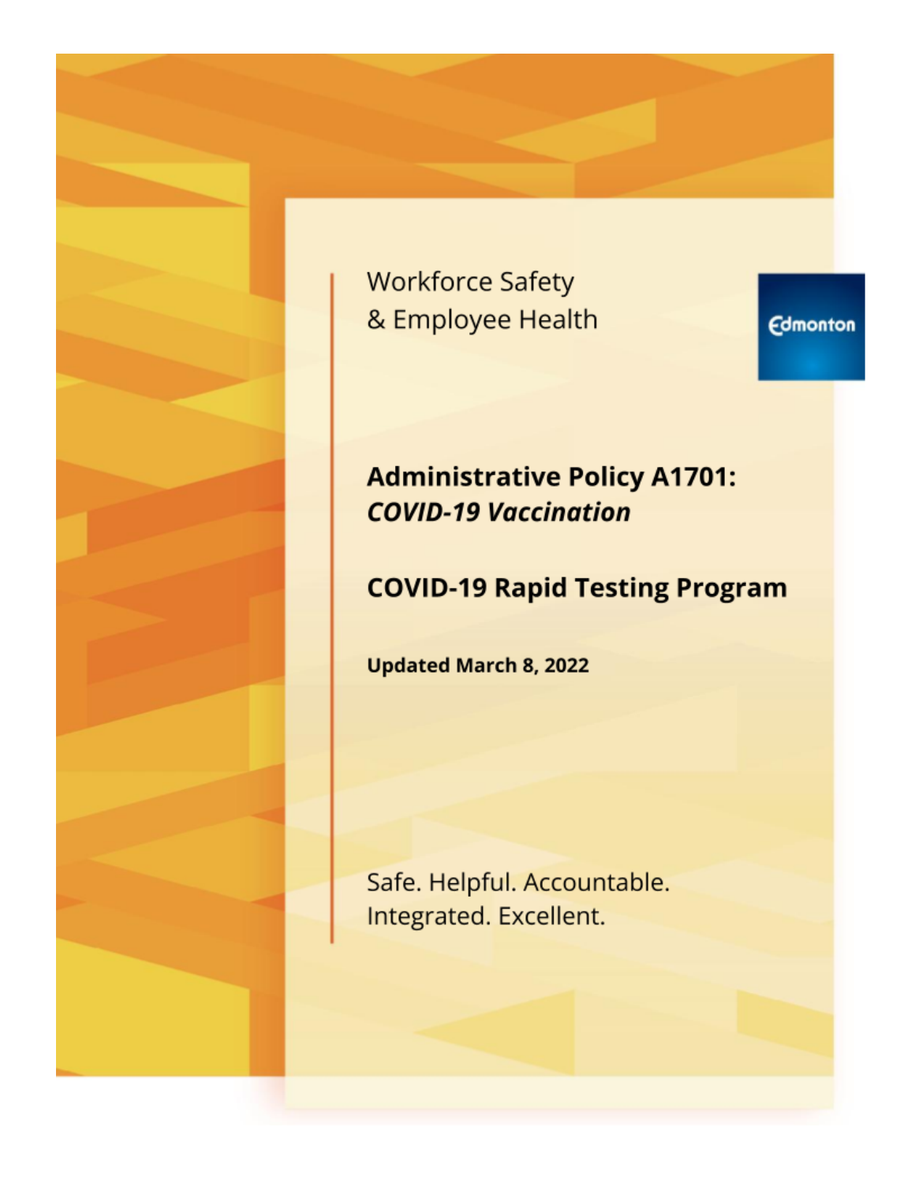Workforce Safety
& Employee Health

Edmonton

# Administrative Policy A1701: *COVID-19 Vaccination*

## COVID-19 Rapid Testing Program

**Updated March 8, 2022**

Safe. Helpful. Accountable.
Integrated. Excellent.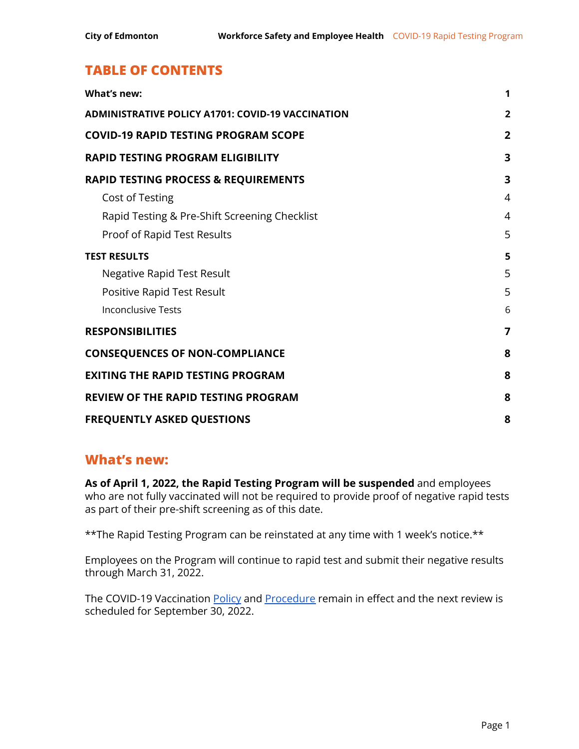# TABLE OF CONTENTS

| | |
|---|---|
| **What's new:** | **1** |
| **ADMINISTRATIVE POLICY A1701: COVID-19 VACCINATION** | **2** |
| **COVID-19 RAPID TESTING PROGRAM SCOPE** | **2** |
| **RAPID TESTING PROGRAM ELIGIBILITY** | **3** |
| **RAPID TESTING PROCESS & REQUIREMENTS** | **3** |
| Cost of Testing | 4 |
| Rapid Testing & Pre-Shift Screening Checklist | 4 |
| Proof of Rapid Test Results | 5 |
| **TEST RESULTS** | **5** |
| Negative Rapid Test Result | 5 |
| Positive Rapid Test Result | 5 |
| Inconclusive Tests | 6 |
| **RESPONSIBILITIES** | **7** |
| **CONSEQUENCES OF NON-COMPLIANCE** | **8** |
| **EXITING THE RAPID TESTING PROGRAM** | **8** |
| **REVIEW OF THE RAPID TESTING PROGRAM** | **8** |
| **FREQUENTLY ASKED QUESTIONS** | **8** |

## What's new:

**As of April 1, 2022, the Rapid Testing Program will be suspended** and employees who are not fully vaccinated will not be required to provide proof of negative rapid tests as part of their pre-shift screening as of this date.

**The Rapid Testing Program can be reinstated at any time with 1 week's notice.**

Employees on the Program will continue to rapid test and submit their negative results through March 31, 2022.

The COVID-19 Vaccination Policy and Procedure remain in effect and the next review is scheduled for September 30, 2022.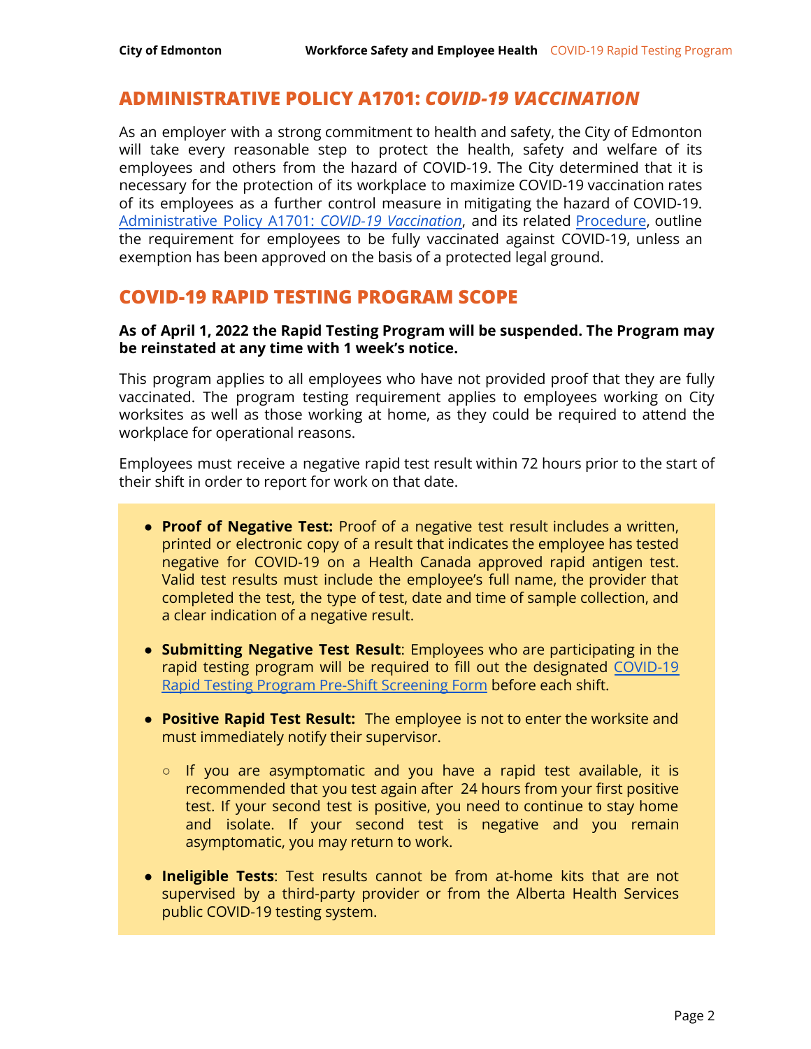## ADMINISTRATIVE POLICY A1701: *COVID-19 VACCINATION*

As an employer with a strong commitment to health and safety, the City of Edmonton will take every reasonable step to protect the health, safety and welfare of its employees and others from the hazard of COVID-19. The City determined that it is necessary for the protection of its workplace to maximize COVID-19 vaccination rates of its employees as a further control measure in mitigating the hazard of COVID-19. Administrative Policy A1701: *COVID-19 Vaccination*, and its related Procedure, outline the requirement for employees to be fully vaccinated against COVID-19, unless an exemption has been approved on the basis of a protected legal ground.

## COVID-19 RAPID TESTING PROGRAM SCOPE

**As of April 1, 2022 the Rapid Testing Program will be suspended. The Program may be reinstated at any time with 1 week's notice.**

This program applies to all employees who have not provided proof that they are fully vaccinated. The program testing requirement applies to employees working on City worksites as well as those working at home, as they could be required to attend the workplace for operational reasons.

Employees must receive a negative rapid test result within 72 hours prior to the start of their shift in order to report for work on that date.

- **Proof of Negative Test:** Proof of a negative test result includes a written, printed or electronic copy of a result that indicates the employee has tested negative for COVID-19 on a Health Canada approved rapid antigen test. Valid test results must include the employee's full name, the provider that completed the test, the type of test, date and time of sample collection, and a clear indication of a negative result.
- **Submitting Negative Test Result**: Employees who are participating in the rapid testing program will be required to fill out the designated COVID-19 Rapid Testing Program Pre-Shift Screening Form before each shift.
- **Positive Rapid Test Result:** The employee is not to enter the worksite and must immediately notify their supervisor.
  - If you are asymptomatic and you have a rapid test available, it is recommended that you test again after 24 hours from your first positive test. If your second test is positive, you need to continue to stay home and isolate. If your second test is negative and you remain asymptomatic, you may return to work.
- **Ineligible Tests**: Test results cannot be from at-home kits that are not supervised by a third-party provider or from the Alberta Health Services public COVID-19 testing system.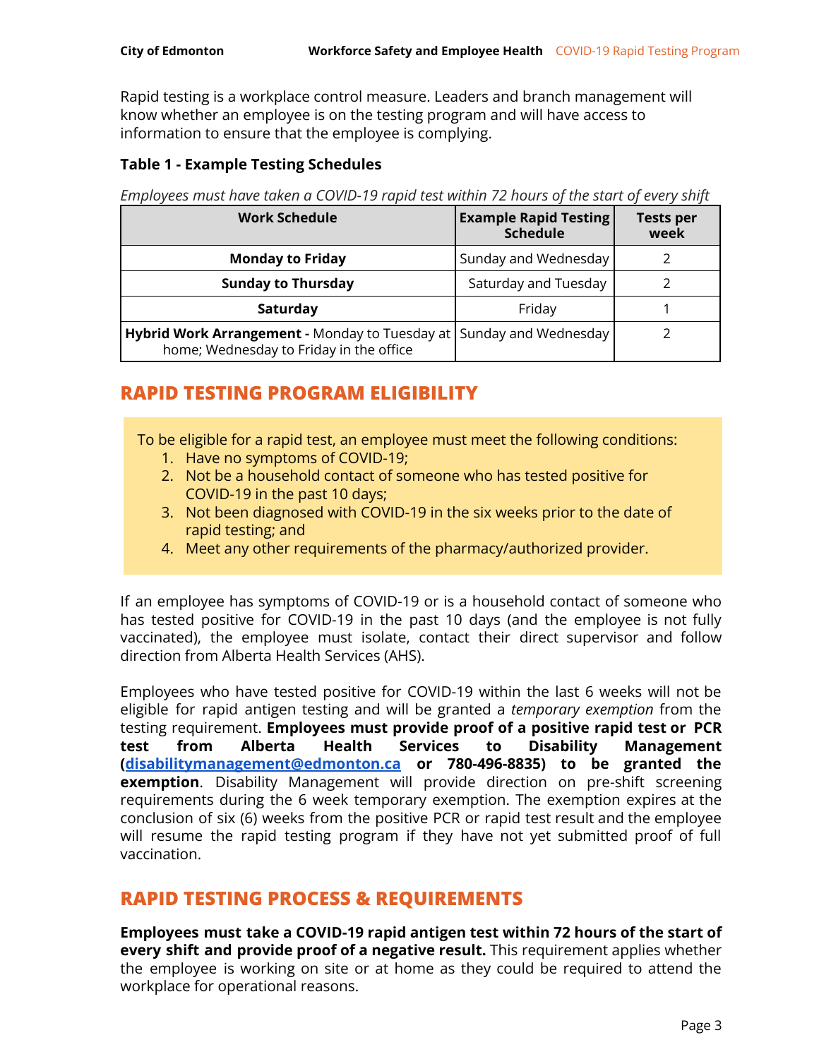Rapid testing is a workplace control measure. Leaders and branch management will know whether an employee is on the testing program and will have access to information to ensure that the employee is complying.

**Table 1 - Example Testing Schedules**

*Employees must have taken a COVID-19 rapid test within 72 hours of the start of every shift*

| Work Schedule | Example Rapid Testing Schedule | Tests per week |
|---|---|---|
| **Monday to Friday** | Sunday and Wednesday | 2 |
| **Sunday to Thursday** | Saturday and Tuesday | 2 |
| **Saturday** | Friday | 1 |
| **Hybrid Work Arrangement -** Monday to Tuesday at home; Wednesday to Friday in the office | Sunday and Wednesday | 2 |

## RAPID TESTING PROGRAM ELIGIBILITY

To be eligible for a rapid test, an employee must meet the following conditions:

1. Have no symptoms of COVID-19;
2. Not be a household contact of someone who has tested positive for COVID-19 in the past 10 days;
3. Not been diagnosed with COVID-19 in the six weeks prior to the date of rapid testing; and
4. Meet any other requirements of the pharmacy/authorized provider.

If an employee has symptoms of COVID-19 or is a household contact of someone who has tested positive for COVID-19 in the past 10 days (and the employee is not fully vaccinated), the employee must isolate, contact their direct supervisor and follow direction from Alberta Health Services (AHS).

Employees who have tested positive for COVID-19 within the last 6 weeks will not be eligible for rapid antigen testing and will be granted a *temporary exemption* from the testing requirement. **Employees must provide proof of a positive rapid test or PCR test from Alberta Health Services to Disability Management (disabilitymanagement@edmonton.ca or 780-496-8835) to be granted the exemption**. Disability Management will provide direction on pre-shift screening requirements during the 6 week temporary exemption. The exemption expires at the conclusion of six (6) weeks from the positive PCR or rapid test result and the employee will resume the rapid testing program if they have not yet submitted proof of full vaccination.

## RAPID TESTING PROCESS & REQUIREMENTS

**Employees must take a COVID-19 rapid antigen test within 72 hours of the start of every shift and provide proof of a negative result.** This requirement applies whether the employee is working on site or at home as they could be required to attend the workplace for operational reasons.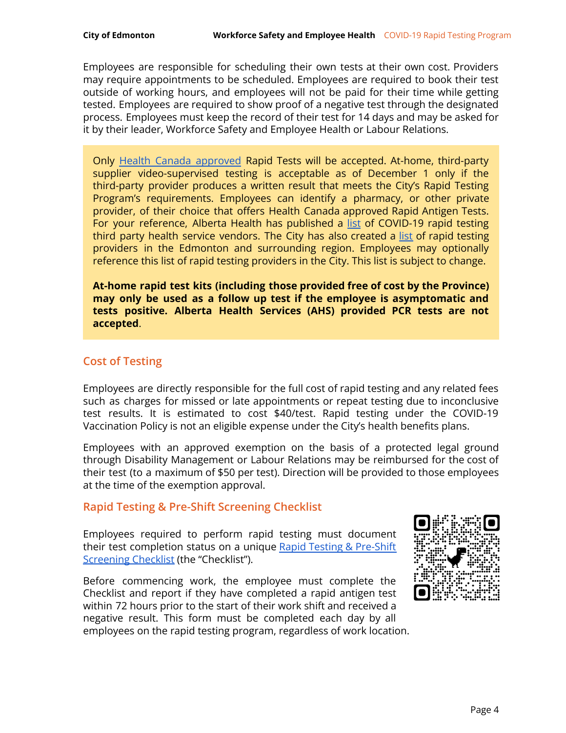Employees are responsible for scheduling their own tests at their own cost. Providers may require appointments to be scheduled. Employees are required to book their test outside of working hours, and employees will not be paid for their time while getting tested. Employees are required to show proof of a negative test through the designated process. Employees must keep the record of their test for 14 days and may be asked for it by their leader, Workforce Safety and Employee Health or Labour Relations.

Only Health Canada approved Rapid Tests will be accepted. At-home, third-party supplier video-supervised testing is acceptable as of December 1 only if the third-party provider produces a written result that meets the City's Rapid Testing Program's requirements. Employees can identify a pharmacy, or other private provider, of their choice that offers Health Canada approved Rapid Antigen Tests. For your reference, Alberta Health has published a list of COVID-19 rapid testing third party health service vendors. The City has also created a list of rapid testing providers in the Edmonton and surrounding region. Employees may optionally reference this list of rapid testing providers in the City. This list is subject to change.

**At-home rapid test kits (including those provided free of cost by the Province) may only be used as a follow up test if the employee is asymptomatic and tests positive. Alberta Health Services (AHS) provided PCR tests are not accepted**.

## Cost of Testing

Employees are directly responsible for the full cost of rapid testing and any related fees such as charges for missed or late appointments or repeat testing due to inconclusive test results. It is estimated to cost $40/test. Rapid testing under the COVID-19 Vaccination Policy is not an eligible expense under the City's health benefits plans.

Employees with an approved exemption on the basis of a protected legal ground through Disability Management or Labour Relations may be reimbursed for the cost of their test (to a maximum of $50 per test). Direction will be provided to those employees at the time of the exemption approval.

## Rapid Testing & Pre-Shift Screening Checklist

Employees required to perform rapid testing must document their test completion status on a unique Rapid Testing & Pre-Shift Screening Checklist (the "Checklist").

Before commencing work, the employee must complete the Checklist and report if they have completed a rapid antigen test within 72 hours prior to the start of their work shift and received a negative result. This form must be completed each day by all employees on the rapid testing program, regardless of work location.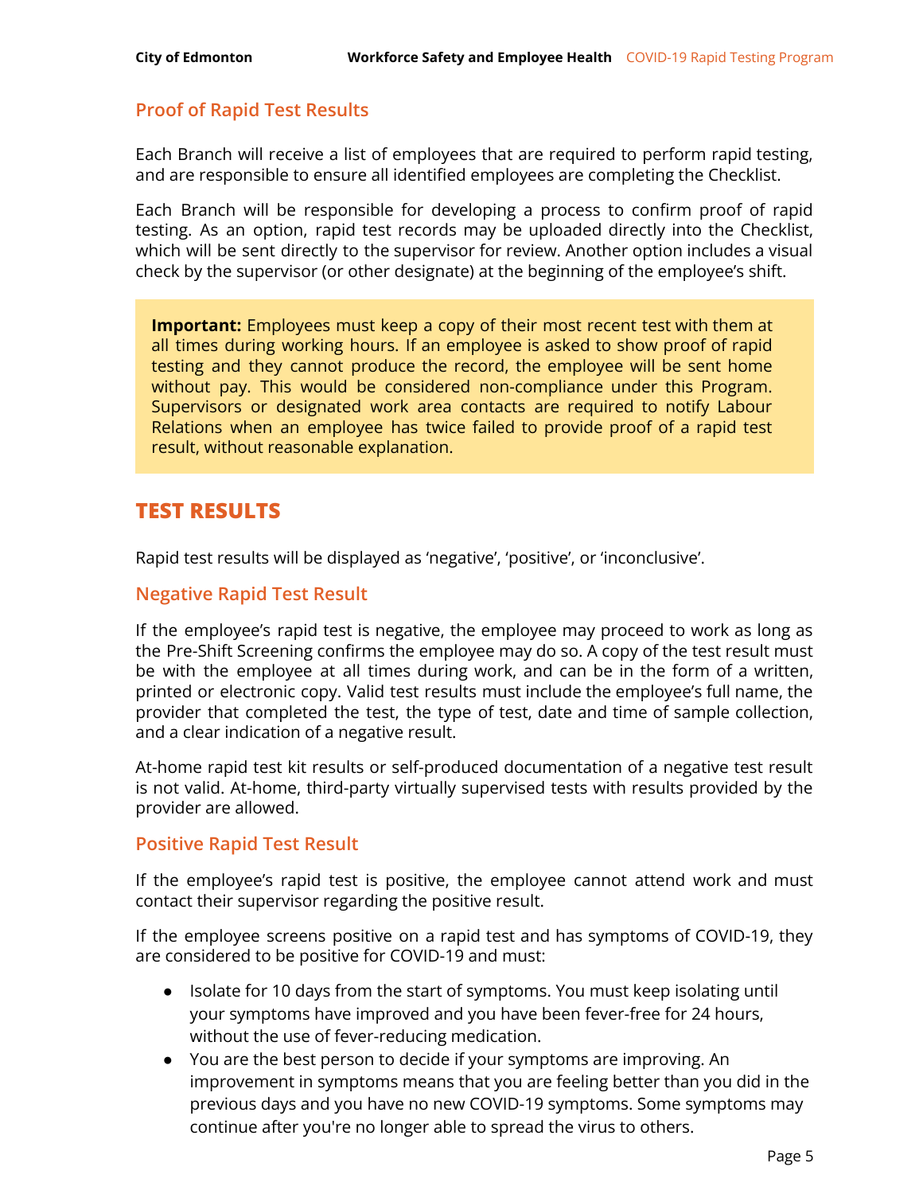### Proof of Rapid Test Results

Each Branch will receive a list of employees that are required to perform rapid testing, and are responsible to ensure all identified employees are completing the Checklist.

Each Branch will be responsible for developing a process to confirm proof of rapid testing. As an option, rapid test records may be uploaded directly into the Checklist, which will be sent directly to the supervisor for review. Another option includes a visual check by the supervisor (or other designate) at the beginning of the employee's shift.

> **Important:** Employees must keep a copy of their most recent test with them at all times during working hours. If an employee is asked to show proof of rapid testing and they cannot produce the record, the employee will be sent home without pay. This would be considered non-compliance under this Program. Supervisors or designated work area contacts are required to notify Labour Relations when an employee has twice failed to provide proof of a rapid test result, without reasonable explanation.

## TEST RESULTS

Rapid test results will be displayed as 'negative', 'positive', or 'inconclusive'.

### Negative Rapid Test Result

If the employee's rapid test is negative, the employee may proceed to work as long as the Pre-Shift Screening confirms the employee may do so. A copy of the test result must be with the employee at all times during work, and can be in the form of a written, printed or electronic copy. Valid test results must include the employee's full name, the provider that completed the test, the type of test, date and time of sample collection, and a clear indication of a negative result.

At-home rapid test kit results or self-produced documentation of a negative test result is not valid. At-home, third-party virtually supervised tests with results provided by the provider are allowed.

### Positive Rapid Test Result

If the employee's rapid test is positive, the employee cannot attend work and must contact their supervisor regarding the positive result.

If the employee screens positive on a rapid test and has symptoms of COVID-19, they are considered to be positive for COVID-19 and must:

- Isolate for 10 days from the start of symptoms. You must keep isolating until your symptoms have improved and you have been fever-free for 24 hours, without the use of fever-reducing medication.
- You are the best person to decide if your symptoms are improving. An improvement in symptoms means that you are feeling better than you did in the previous days and you have no new COVID-19 symptoms. Some symptoms may continue after you're no longer able to spread the virus to others.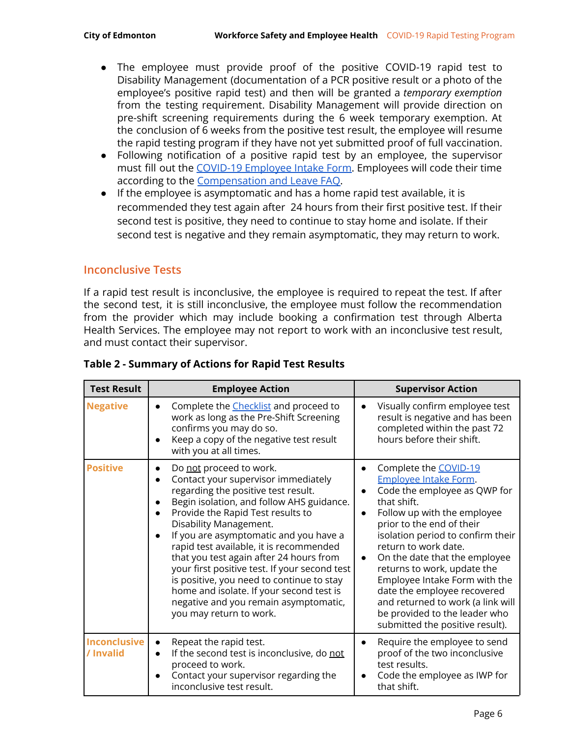- The employee must provide proof of the positive COVID-19 rapid test to Disability Management (documentation of a PCR positive result or a photo of the employee's positive rapid test) and then will be granted a *temporary exemption* from the testing requirement. Disability Management will provide direction on pre-shift screening requirements during the 6 week temporary exemption. At the conclusion of 6 weeks from the positive test result, the employee will resume the rapid testing program if they have not yet submitted proof of full vaccination.
- Following notification of a positive rapid test by an employee, the supervisor must fill out the [COVID-19 Employee Intake Form](). Employees will code their time according to the [Compensation and Leave FAQ]().
- If the employee is asymptomatic and has a home rapid test available, it is recommended they test again after 24 hours from their first positive test. If their second test is positive, they need to continue to stay home and isolate. If their second test is negative and they remain asymptomatic, they may return to work.

## Inconclusive Tests

If a rapid test result is inconclusive, the employee is required to repeat the test. If after the second test, it is still inconclusive, the employee must follow the recommendation from the provider which may include booking a confirmation test through Alberta Health Services. The employee may not report to work with an inconclusive test result, and must contact their supervisor.

**Table 2 - Summary of Actions for Rapid Test Results**

| Test Result | Employee Action | Supervisor Action |
|---|---|---|
| **Negative** | • Complete the [Checklist]() and proceed to work as long as the Pre-Shift Screening confirms you may do so.<br>• Keep a copy of the negative test result with you at all times. | • Visually confirm employee test result is negative and has been completed within the past 72 hours before their shift. |
| **Positive** | • Do <u>not</u> proceed to work.<br>• Contact your supervisor immediately regarding the positive test result.<br>• Begin isolation, and follow AHS guidance.<br>• Provide the Rapid Test results to Disability Management.<br>• If you are asymptomatic and you have a rapid test available, it is recommended that you test again after 24 hours from your first positive test. If your second test is positive, you need to continue to stay home and isolate. If your second test is negative and you remain asymptomatic, you may return to work. | • Complete the [COVID-19 Employee Intake Form]().<br>• Code the employee as QWP for that shift.<br>• Follow up with the employee prior to the end of their isolation period to confirm their return to work date.<br>• On the date that the employee returns to work, update the Employee Intake Form with the date the employee recovered and returned to work (a link will be provided to the leader who submitted the positive result). |
| **Inconclusive / Invalid** | • Repeat the rapid test.<br>• If the second test is inconclusive, do <u>not</u> proceed to work.<br>• Contact your supervisor regarding the inconclusive test result. | • Require the employee to send proof of the two inconclusive test results.<br>• Code the employee as IWP for that shift. |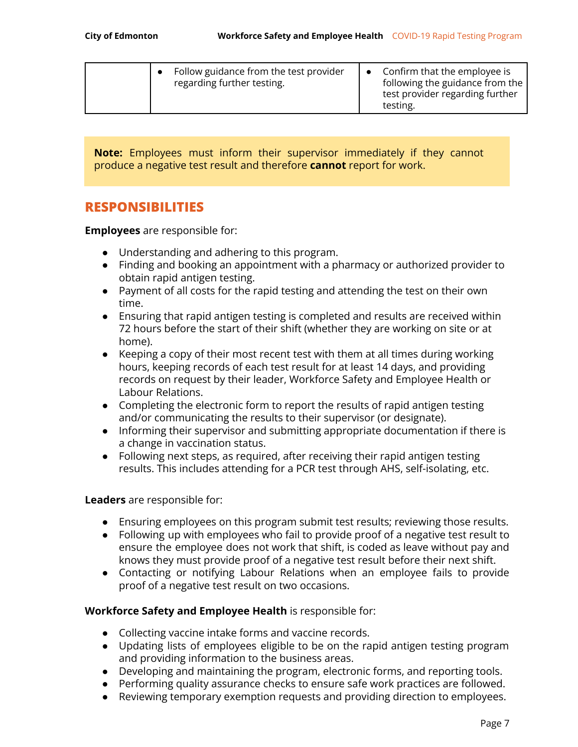| | • Follow guidance from the test provider regarding further testing. | • Confirm that the employee is following the guidance from the test provider regarding further testing. |
|---|---|---|

**Note:** Employees must inform their supervisor immediately if they cannot produce a negative test result and therefore **cannot** report for work.

## RESPONSIBILITIES

**Employees** are responsible for:

- Understanding and adhering to this program.
- Finding and booking an appointment with a pharmacy or authorized provider to obtain rapid antigen testing.
- Payment of all costs for the rapid testing and attending the test on their own time.
- Ensuring that rapid antigen testing is completed and results are received within 72 hours before the start of their shift (whether they are working on site or at home).
- Keeping a copy of their most recent test with them at all times during working hours, keeping records of each test result for at least 14 days, and providing records on request by their leader, Workforce Safety and Employee Health or Labour Relations.
- Completing the electronic form to report the results of rapid antigen testing and/or communicating the results to their supervisor (or designate).
- Informing their supervisor and submitting appropriate documentation if there is a change in vaccination status.
- Following next steps, as required, after receiving their rapid antigen testing results. This includes attending for a PCR test through AHS, self-isolating, etc.

**Leaders** are responsible for:

- Ensuring employees on this program submit test results; reviewing those results.
- Following up with employees who fail to provide proof of a negative test result to ensure the employee does not work that shift, is coded as leave without pay and knows they must provide proof of a negative test result before their next shift.
- Contacting or notifying Labour Relations when an employee fails to provide proof of a negative test result on two occasions.

**Workforce Safety and Employee Health** is responsible for:

- Collecting vaccine intake forms and vaccine records.
- Updating lists of employees eligible to be on the rapid antigen testing program and providing information to the business areas.
- Developing and maintaining the program, electronic forms, and reporting tools.
- Performing quality assurance checks to ensure safe work practices are followed.
- Reviewing temporary exemption requests and providing direction to employees.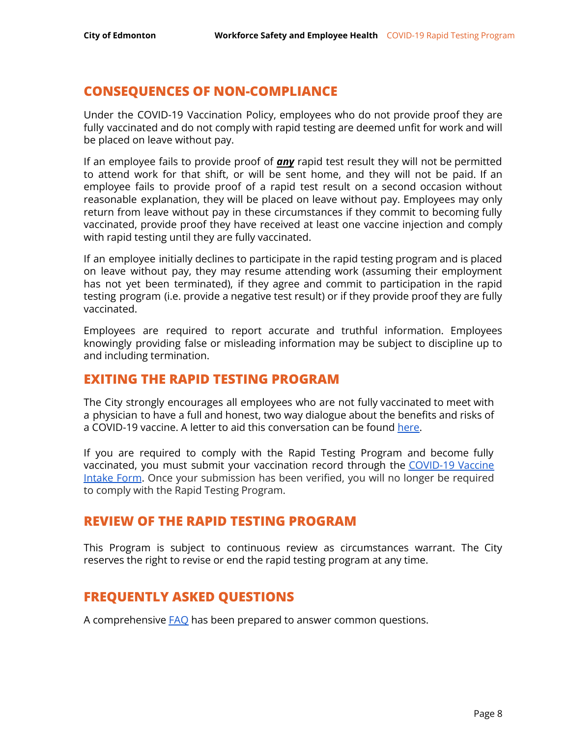## CONSEQUENCES OF NON-COMPLIANCE

Under the COVID-19 Vaccination Policy, employees who do not provide proof they are fully vaccinated and do not comply with rapid testing are deemed unfit for work and will be placed on leave without pay.

If an employee fails to provide proof of ***any*** rapid test result they will not be permitted to attend work for that shift, or will be sent home, and they will not be paid. If an employee fails to provide proof of a rapid test result on a second occasion without reasonable explanation, they will be placed on leave without pay. Employees may only return from leave without pay in these circumstances if they commit to becoming fully vaccinated, provide proof they have received at least one vaccine injection and comply with rapid testing until they are fully vaccinated.

If an employee initially declines to participate in the rapid testing program and is placed on leave without pay, they may resume attending work (assuming their employment has not yet been terminated), if they agree and commit to participation in the rapid testing program (i.e. provide a negative test result) or if they provide proof they are fully vaccinated.

Employees are required to report accurate and truthful information. Employees knowingly providing false or misleading information may be subject to discipline up to and including termination.

## EXITING THE RAPID TESTING PROGRAM

The City strongly encourages all employees who are not fully vaccinated to meet with a physician to have a full and honest, two way dialogue about the benefits and risks of a COVID-19 vaccine. A letter to aid this conversation can be found here.

If you are required to comply with the Rapid Testing Program and become fully vaccinated, you must submit your vaccination record through the COVID-19 Vaccine Intake Form. Once your submission has been verified, you will no longer be required to comply with the Rapid Testing Program.

## REVIEW OF THE RAPID TESTING PROGRAM

This Program is subject to continuous review as circumstances warrant. The City reserves the right to revise or end the rapid testing program at any time.

## FREQUENTLY ASKED QUESTIONS

A comprehensive FAQ has been prepared to answer common questions.